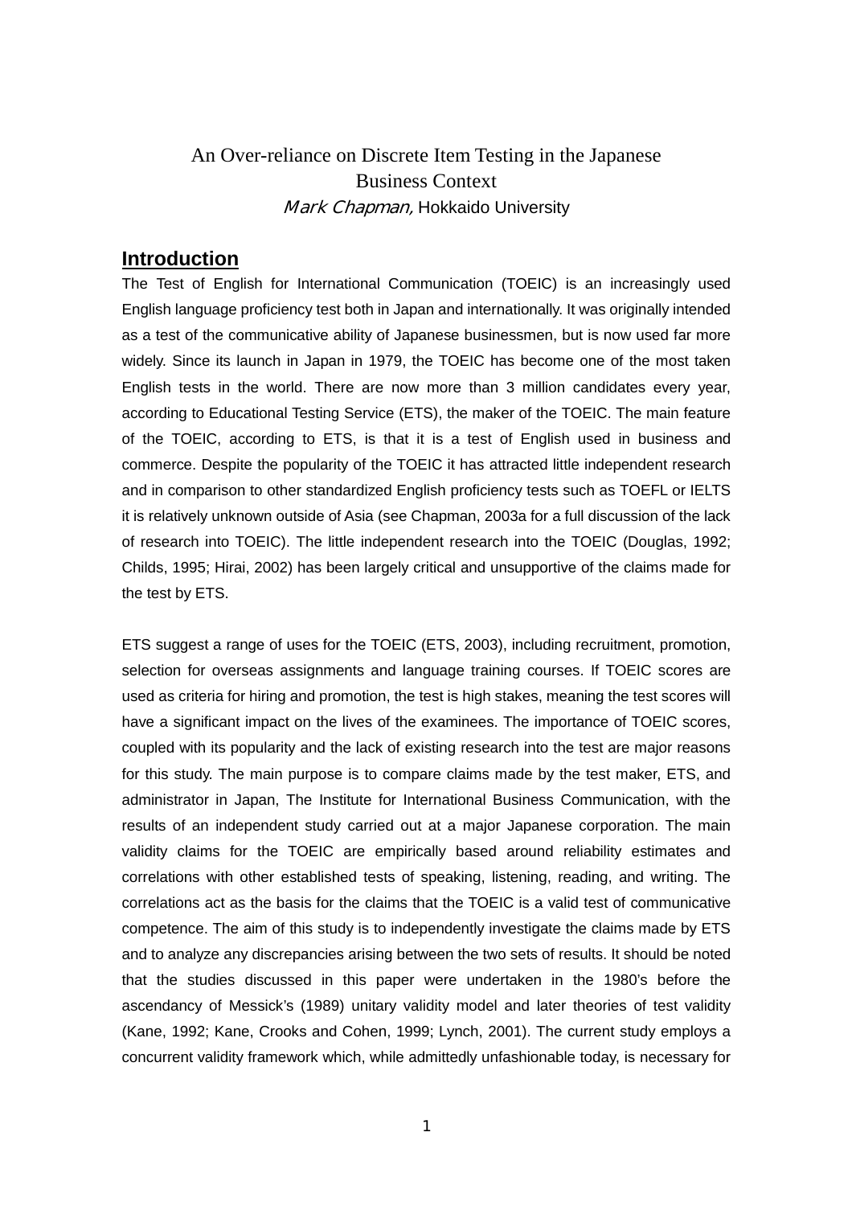# An Over-reliance on Discrete Item Testing in the Japanese Business Context

*Mark Chapman,* Hokkaido University

## Introduction

The Test of English for International Communication (TOEIC) is an increasingly used English language proficiency test both in Japan and internationally. It was originally intended as a test of the communicative ability of Japanese businessmen, but is now used far more widely. Since its launch in Japan in 1979, the TOEIC has become one of the most taken English tests in the world. There are now more than 3 million candidates every year, according to Educational Testing Service (ETS), the maker of the TOEIC. The main feature of the TOEIC, according to ETS, is that it is a test of English used in business and commerce. Despite the popularity of the TOEIC it has attracted little independent research and in comparison to other standardized English proficiency tests such as TOEFL or IELTS it is relatively unknown outside of Asia (see Chapman, 2003a for a full discussion of the lack of research into TOEIC). The little independent research into the TOEIC (Douglas, 1992; Childs, 1995; Hirai, 2002) has been largely critical and unsupportive of the claims made for the test by ETS.

ETS suggest a range of uses for the TOEIC (ETS, 2003), including recruitment, promotion, selection for overseas assignments and language training courses. If TOEIC scores are used as criteria for hiring and promotion, the test is high stakes, meaning the test scores will have a significant impact on the lives of the examinees. The importance of TOEIC scores, coupled with its popularity and the lack of existing research into the test are major reasons for this study. The main purpose is to compare claims made by the test maker, ETS, and administrator in Japan, The Institute for International Business Communication, with the results of an independent study carried out at a major Japanese corporation. The main validity claims for the TOEIC are empirically based around reliability estimates and correlations with other established tests of speaking, listening, reading, and writing. The correlations act as the basis for the claims that the TOEIC is a valid test of communicative competence. The aim of this study is to independently investigate the claims made by ETS and to analyze any discrepancies arising between the two sets of results. It should be noted that the studies discussed in this paper were undertaken in the 1980's before the ascendancy of Messick's (1989) unitary validity model and later theories of test validity (Kane, 1992; Kane, Crooks and Cohen, 1999; Lynch, 2001). The current study employs a concurrent validity framework which, while admittedly unfashionable today, is necessary for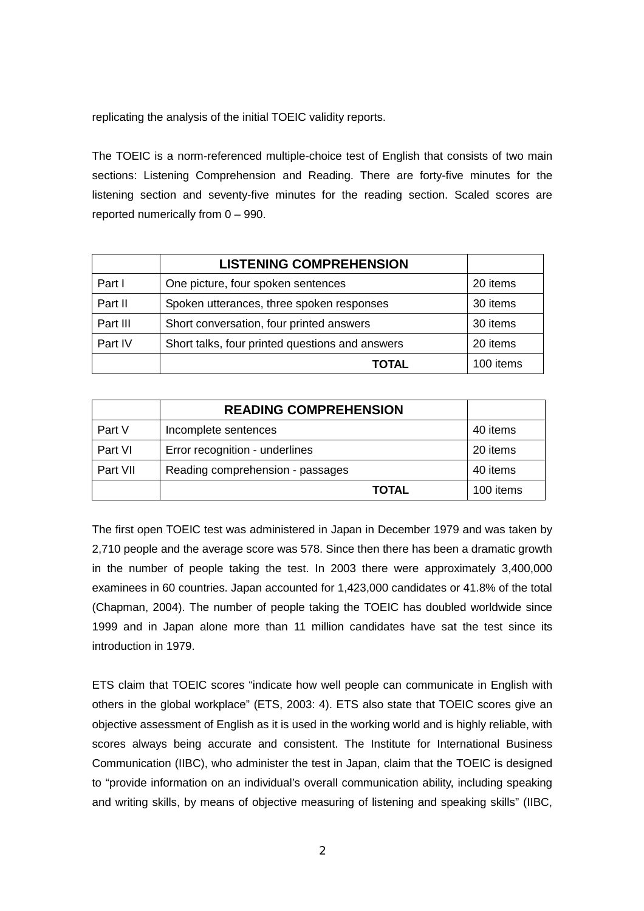replicating the analysis of the initial TOEIC validity reports.

The TOEIC is a norm-referenced multiple-choice test of English that consists of two main sections: Listening Comprehension and Reading. There are forty-five minutes for the listening section and seventy-five minutes for the reading section. Scaled scores are reported numerically from 0 – 990.

| | **LISTENING COMPREHENSION** | |
|---|---|---|
| Part I | One picture, four spoken sentences | 20 items |
| Part II | Spoken utterances, three spoken responses | 30 items |
| Part III | Short conversation, four printed answers | 30 items |
| Part IV | Short talks, four printed questions and answers | 20 items |
| | **TOTAL** | 100 items |

| | **READING COMPREHENSION** | |
|---|---|---|
| Part V | Incomplete sentences | 40 items |
| Part VI | Error recognition - underlines | 20 items |
| Part VII | Reading comprehension - passages | 40 items |
| | **TOTAL** | 100 items |

The first open TOEIC test was administered in Japan in December 1979 and was taken by 2,710 people and the average score was 578. Since then there has been a dramatic growth in the number of people taking the test. In 2003 there were approximately 3,400,000 examinees in 60 countries. Japan accounted for 1,423,000 candidates or 41.8% of the total (Chapman, 2004). The number of people taking the TOEIC has doubled worldwide since 1999 and in Japan alone more than 11 million candidates have sat the test since its introduction in 1979.

ETS claim that TOEIC scores "indicate how well people can communicate in English with others in the global workplace" (ETS, 2003: 4). ETS also state that TOEIC scores give an objective assessment of English as it is used in the working world and is highly reliable, with scores always being accurate and consistent. The Institute for International Business Communication (IIBC), who administer the test in Japan, claim that the TOEIC is designed to "provide information on an individual's overall communication ability, including speaking and writing skills, by means of objective measuring of listening and speaking skills" (IIBC,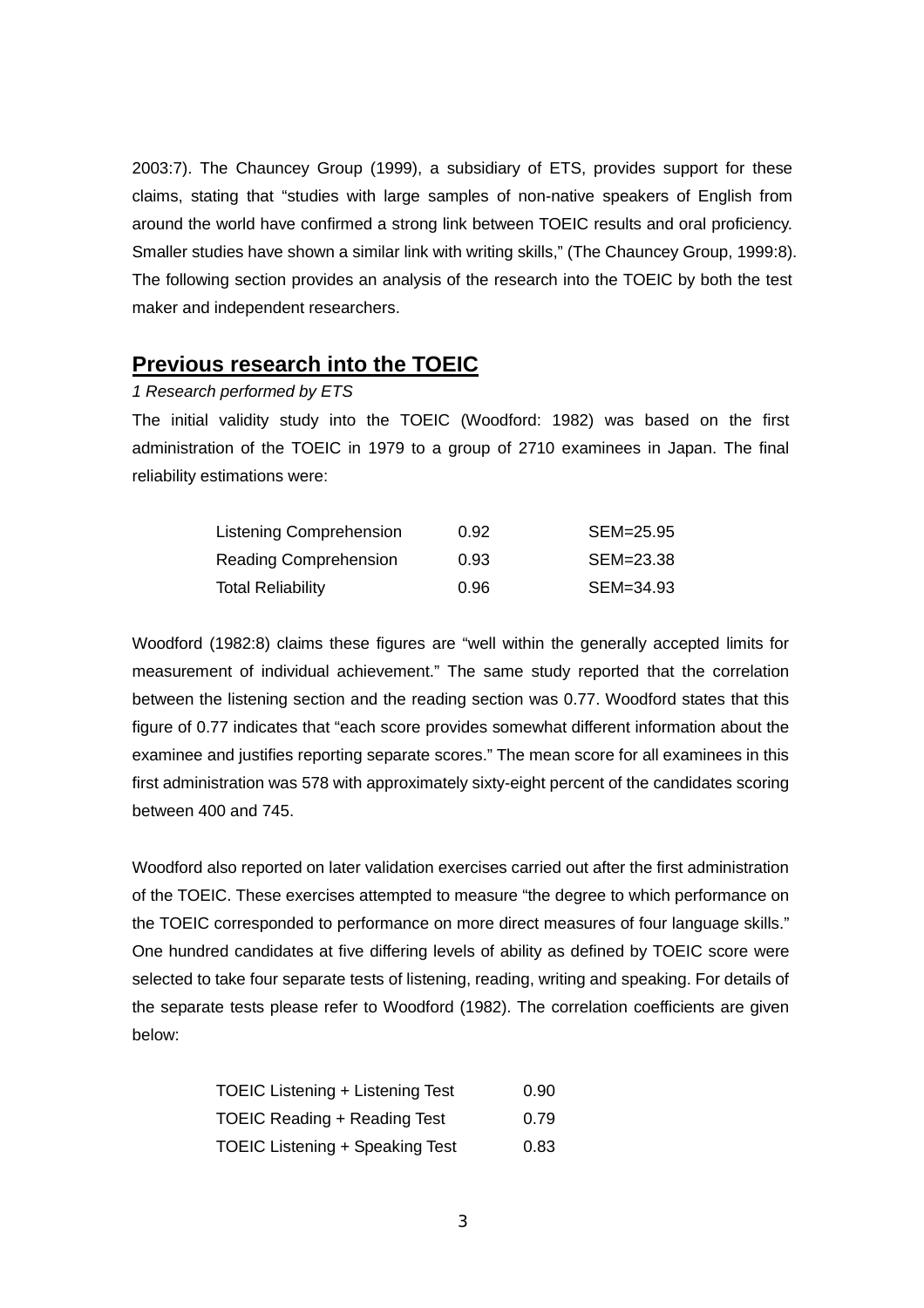2003:7). The Chauncey Group (1999), a subsidiary of ETS, provides support for these claims, stating that "studies with large samples of non-native speakers of English from around the world have confirmed a strong link between TOEIC results and oral proficiency. Smaller studies have shown a similar link with writing skills," (The Chauncey Group, 1999:8). The following section provides an analysis of the research into the TOEIC by both the test maker and independent researchers.

## Previous research into the TOEIC

*1 Research performed by ETS*

The initial validity study into the TOEIC (Woodford: 1982) was based on the first administration of the TOEIC in 1979 to a group of 2710 examinees in Japan. The final reliability estimations were:

| | | |
|---|---|---|
| Listening Comprehension | 0.92 | SEM=25.95 |
| Reading Comprehension | 0.93 | SEM=23.38 |
| Total Reliability | 0.96 | SEM=34.93 |

Woodford (1982:8) claims these figures are "well within the generally accepted limits for measurement of individual achievement." The same study reported that the correlation between the listening section and the reading section was 0.77. Woodford states that this figure of 0.77 indicates that "each score provides somewhat different information about the examinee and justifies reporting separate scores." The mean score for all examinees in this first administration was 578 with approximately sixty-eight percent of the candidates scoring between 400 and 745.

Woodford also reported on later validation exercises carried out after the first administration of the TOEIC. These exercises attempted to measure "the degree to which performance on the TOEIC corresponded to performance on more direct measures of four language skills." One hundred candidates at five differing levels of ability as defined by TOEIC score were selected to take four separate tests of listening, reading, writing and speaking. For details of the separate tests please refer to Woodford (1982). The correlation coefficients are given below:

| | |
|---|---|
| TOEIC Listening + Listening Test | 0.90 |
| TOEIC Reading + Reading Test | 0.79 |
| TOEIC Listening + Speaking Test | 0.83 |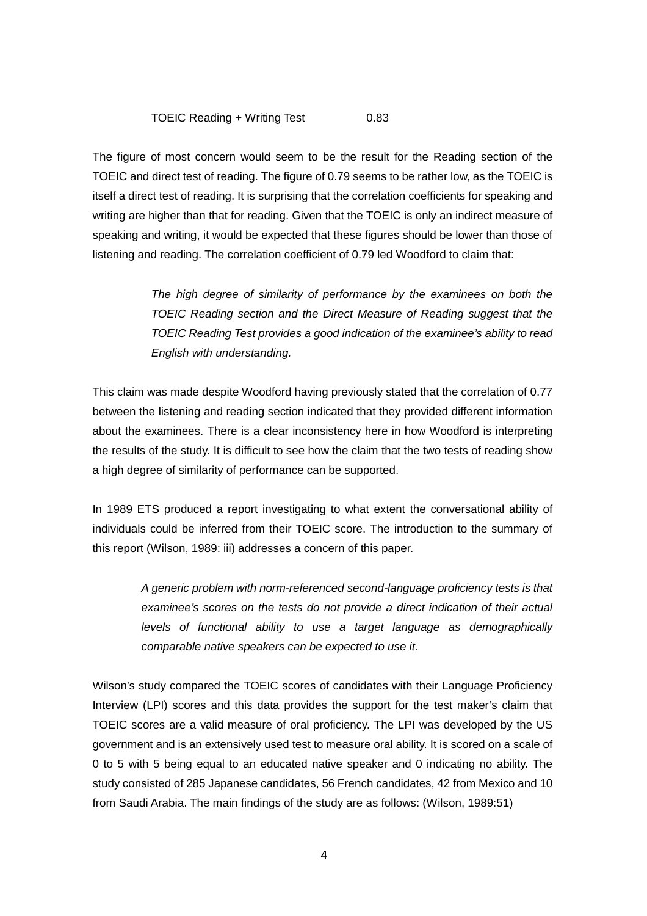| | |
|---|---|
| TOEIC Reading + Writing Test | 0.83 |

The figure of most concern would seem to be the result for the Reading section of the TOEIC and direct test of reading. The figure of 0.79 seems to be rather low, as the TOEIC is itself a direct test of reading. It is surprising that the correlation coefficients for speaking and writing are higher than that for reading. Given that the TOEIC is only an indirect measure of speaking and writing, it would be expected that these figures should be lower than those of listening and reading. The correlation coefficient of 0.79 led Woodford to claim that:

> *The high degree of similarity of performance by the examinees on both the TOEIC Reading section and the Direct Measure of Reading suggest that the TOEIC Reading Test provides a good indication of the examinee's ability to read English with understanding.*

This claim was made despite Woodford having previously stated that the correlation of 0.77 between the listening and reading section indicated that they provided different information about the examinees. There is a clear inconsistency here in how Woodford is interpreting the results of the study. It is difficult to see how the claim that the two tests of reading show a high degree of similarity of performance can be supported.

In 1989 ETS produced a report investigating to what extent the conversational ability of individuals could be inferred from their TOEIC score. The introduction to the summary of this report (Wilson, 1989: iii) addresses a concern of this paper.

> *A generic problem with norm-referenced second-language proficiency tests is that examinee's scores on the tests do not provide a direct indication of their actual levels of functional ability to use a target language as demographically comparable native speakers can be expected to use it.*

Wilson's study compared the TOEIC scores of candidates with their Language Proficiency Interview (LPI) scores and this data provides the support for the test maker's claim that TOEIC scores are a valid measure of oral proficiency. The LPI was developed by the US government and is an extensively used test to measure oral ability. It is scored on a scale of 0 to 5 with 5 being equal to an educated native speaker and 0 indicating no ability. The study consisted of 285 Japanese candidates, 56 French candidates, 42 from Mexico and 10 from Saudi Arabia. The main findings of the study are as follows: (Wilson, 1989:51)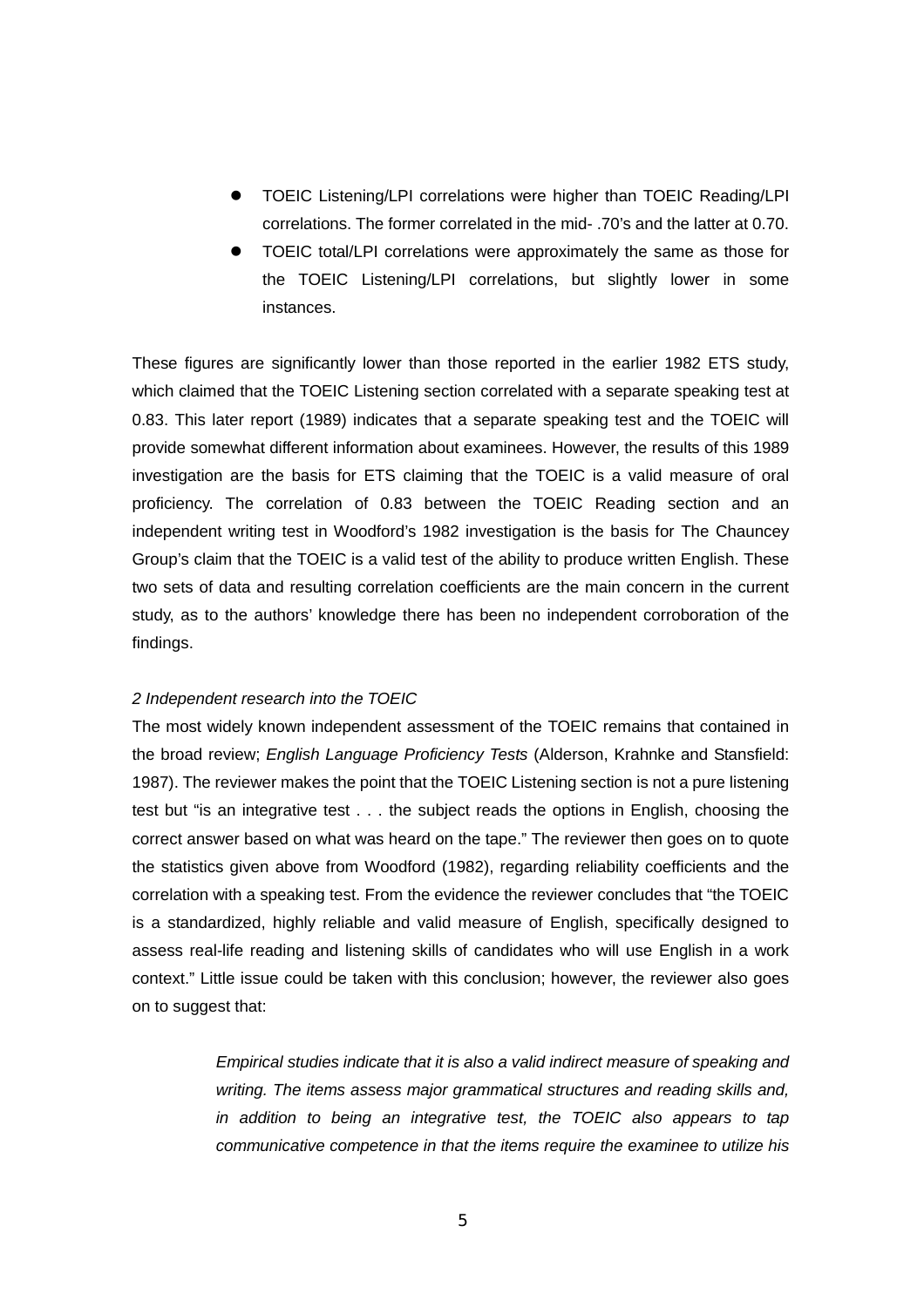- TOEIC Listening/LPI correlations were higher than TOEIC Reading/LPI correlations. The former correlated in the mid- .70's and the latter at 0.70.
- TOEIC total/LPI correlations were approximately the same as those for the TOEIC Listening/LPI correlations, but slightly lower in some instances.

These figures are significantly lower than those reported in the earlier 1982 ETS study, which claimed that the TOEIC Listening section correlated with a separate speaking test at 0.83. This later report (1989) indicates that a separate speaking test and the TOEIC will provide somewhat different information about examinees. However, the results of this 1989 investigation are the basis for ETS claiming that the TOEIC is a valid measure of oral proficiency. The correlation of 0.83 between the TOEIC Reading section and an independent writing test in Woodford's 1982 investigation is the basis for The Chauncey Group's claim that the TOEIC is a valid test of the ability to produce written English. These two sets of data and resulting correlation coefficients are the main concern in the current study, as to the authors' knowledge there has been no independent corroboration of the findings.

*2 Independent research into the TOEIC*

The most widely known independent assessment of the TOEIC remains that contained in the broad review; *English Language Proficiency Tests* (Alderson, Krahnke and Stansfield: 1987). The reviewer makes the point that the TOEIC Listening section is not a pure listening test but "is an integrative test . . . the subject reads the options in English, choosing the correct answer based on what was heard on the tape." The reviewer then goes on to quote the statistics given above from Woodford (1982), regarding reliability coefficients and the correlation with a speaking test. From the evidence the reviewer concludes that "the TOEIC is a standardized, highly reliable and valid measure of English, specifically designed to assess real-life reading and listening skills of candidates who will use English in a work context." Little issue could be taken with this conclusion; however, the reviewer also goes on to suggest that:

> *Empirical studies indicate that it is also a valid indirect measure of speaking and writing. The items assess major grammatical structures and reading skills and, in addition to being an integrative test, the TOEIC also appears to tap communicative competence in that the items require the examinee to utilize his*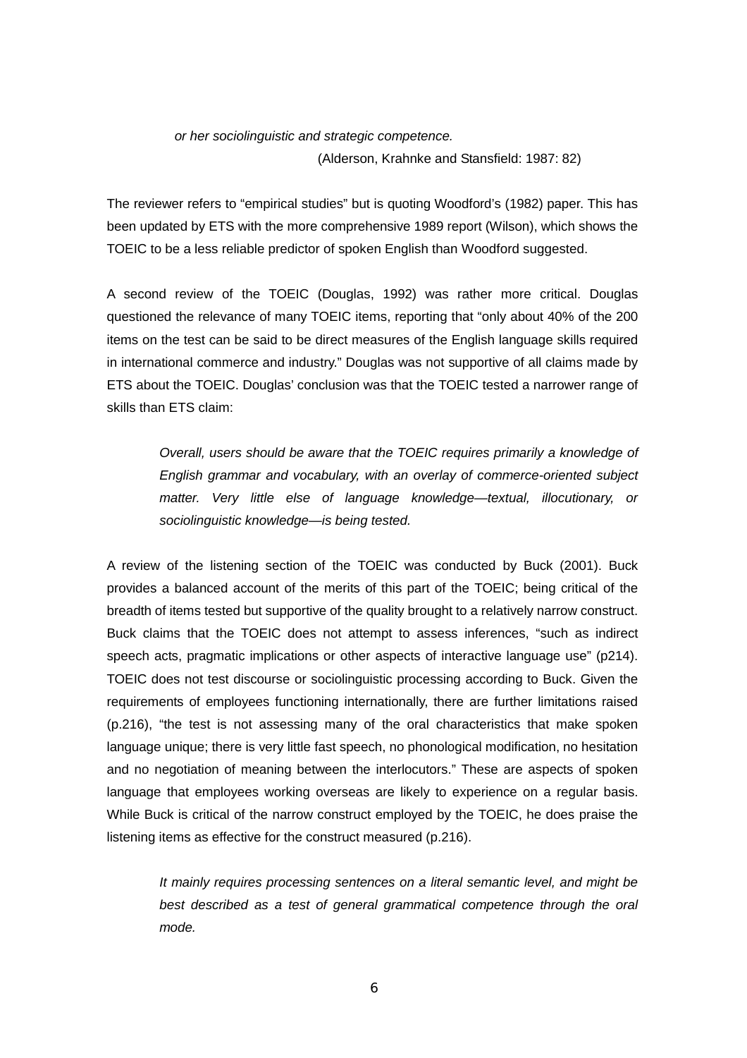> *or her sociolinguistic and strategic competence.*
>
> (Alderson, Krahnke and Stansfield: 1987: 82)

The reviewer refers to "empirical studies" but is quoting Woodford's (1982) paper. This has been updated by ETS with the more comprehensive 1989 report (Wilson), which shows the TOEIC to be a less reliable predictor of spoken English than Woodford suggested.

A second review of the TOEIC (Douglas, 1992) was rather more critical. Douglas questioned the relevance of many TOEIC items, reporting that "only about 40% of the 200 items on the test can be said to be direct measures of the English language skills required in international commerce and industry." Douglas was not supportive of all claims made by ETS about the TOEIC. Douglas' conclusion was that the TOEIC tested a narrower range of skills than ETS claim:

> *Overall, users should be aware that the TOEIC requires primarily a knowledge of English grammar and vocabulary, with an overlay of commerce-oriented subject matter. Very little else of language knowledge—textual, illocutionary, or sociolinguistic knowledge—is being tested.*

A review of the listening section of the TOEIC was conducted by Buck (2001). Buck provides a balanced account of the merits of this part of the TOEIC; being critical of the breadth of items tested but supportive of the quality brought to a relatively narrow construct. Buck claims that the TOEIC does not attempt to assess inferences, "such as indirect speech acts, pragmatic implications or other aspects of interactive language use" (p214). TOEIC does not test discourse or sociolinguistic processing according to Buck. Given the requirements of employees functioning internationally, there are further limitations raised (p.216), "the test is not assessing many of the oral characteristics that make spoken language unique; there is very little fast speech, no phonological modification, no hesitation and no negotiation of meaning between the interlocutors." These are aspects of spoken language that employees working overseas are likely to experience on a regular basis. While Buck is critical of the narrow construct employed by the TOEIC, he does praise the listening items as effective for the construct measured (p.216).

> *It mainly requires processing sentences on a literal semantic level, and might be best described as a test of general grammatical competence through the oral mode.*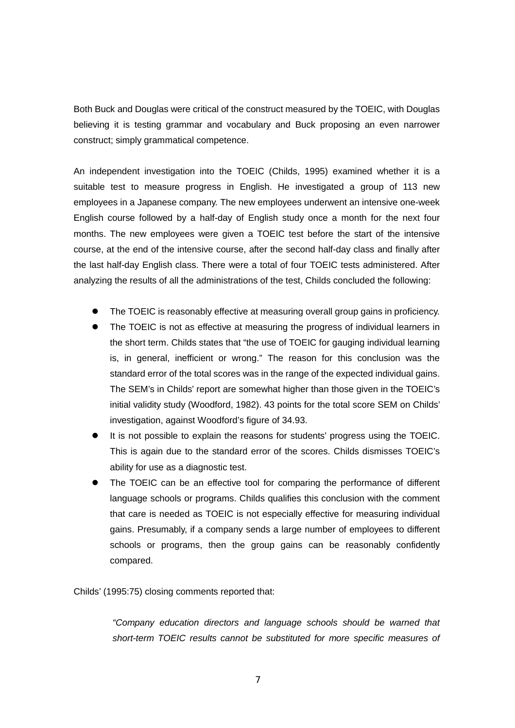Both Buck and Douglas were critical of the construct measured by the TOEIC, with Douglas believing it is testing grammar and vocabulary and Buck proposing an even narrower construct; simply grammatical competence.

An independent investigation into the TOEIC (Childs, 1995) examined whether it is a suitable test to measure progress in English. He investigated a group of 113 new employees in a Japanese company. The new employees underwent an intensive one-week English course followed by a half-day of English study once a month for the next four months. The new employees were given a TOEIC test before the start of the intensive course, at the end of the intensive course, after the second half-day class and finally after the last half-day English class. There were a total of four TOEIC tests administered. After analyzing the results of all the administrations of the test, Childs concluded the following:

- The TOEIC is reasonably effective at measuring overall group gains in proficiency.
- The TOEIC is not as effective at measuring the progress of individual learners in the short term. Childs states that "the use of TOEIC for gauging individual learning is, in general, inefficient or wrong." The reason for this conclusion was the standard error of the total scores was in the range of the expected individual gains. The SEM's in Childs' report are somewhat higher than those given in the TOEIC's initial validity study (Woodford, 1982). 43 points for the total score SEM on Childs' investigation, against Woodford's figure of 34.93.
- It is not possible to explain the reasons for students' progress using the TOEIC. This is again due to the standard error of the scores. Childs dismisses TOEIC's ability for use as a diagnostic test.
- The TOEIC can be an effective tool for comparing the performance of different language schools or programs. Childs qualifies this conclusion with the comment that care is needed as TOEIC is not especially effective for measuring individual gains. Presumably, if a company sends a large number of employees to different schools or programs, then the group gains can be reasonably confidently compared.

Childs' (1995:75) closing comments reported that:

> *"Company education directors and language schools should be warned that short-term TOEIC results cannot be substituted for more specific measures of*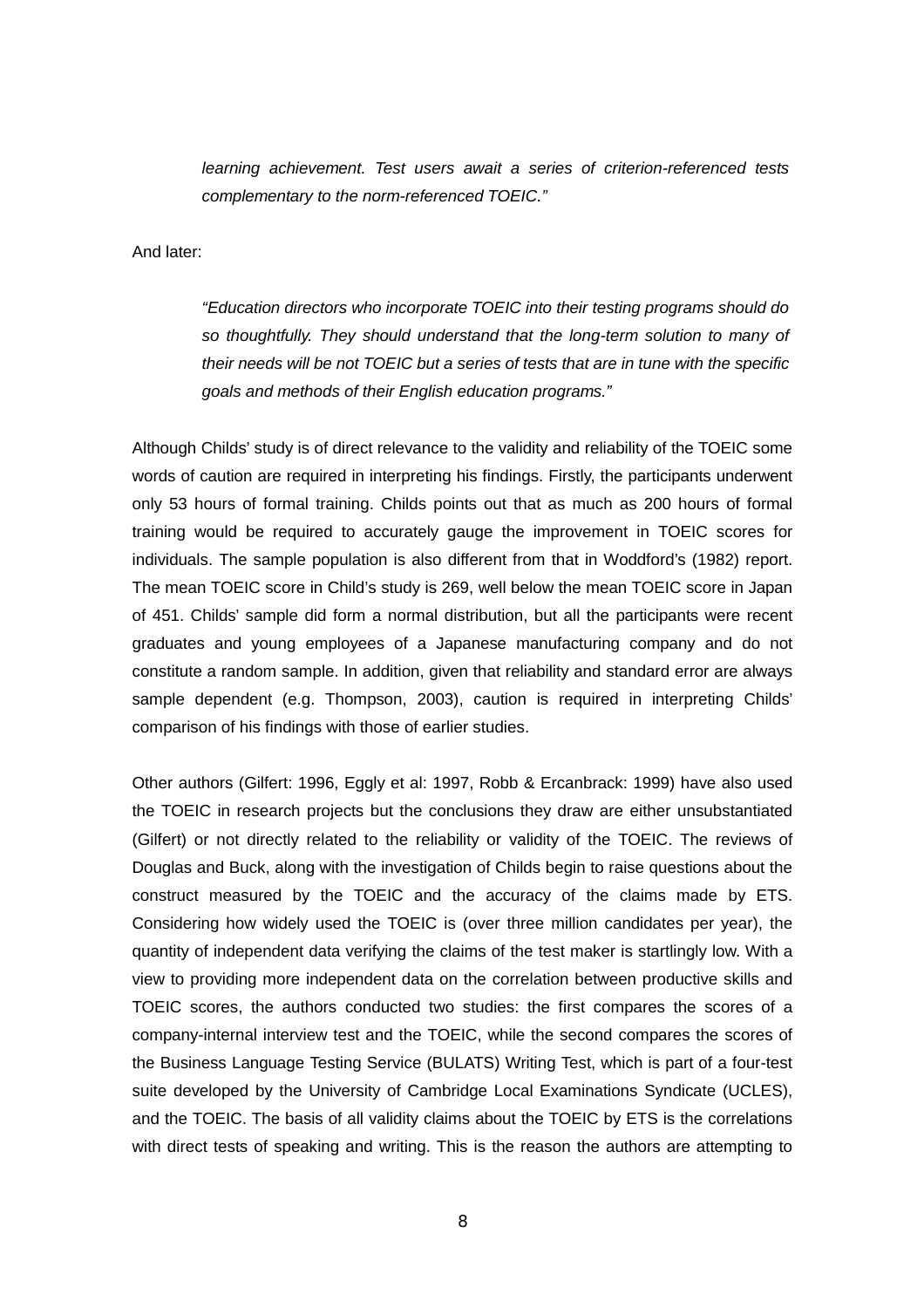> *learning achievement. Test users await a series of criterion-referenced tests complementary to the norm-referenced TOEIC."*

And later:

> *"Education directors who incorporate TOEIC into their testing programs should do so thoughtfully. They should understand that the long-term solution to many of their needs will be not TOEIC but a series of tests that are in tune with the specific goals and methods of their English education programs."*

Although Childs' study is of direct relevance to the validity and reliability of the TOEIC some words of caution are required in interpreting his findings. Firstly, the participants underwent only 53 hours of formal training. Childs points out that as much as 200 hours of formal training would be required to accurately gauge the improvement in TOEIC scores for individuals. The sample population is also different from that in Woddford's (1982) report. The mean TOEIC score in Child's study is 269, well below the mean TOEIC score in Japan of 451. Childs' sample did form a normal distribution, but all the participants were recent graduates and young employees of a Japanese manufacturing company and do not constitute a random sample. In addition, given that reliability and standard error are always sample dependent (e.g. Thompson, 2003), caution is required in interpreting Childs' comparison of his findings with those of earlier studies.

Other authors (Gilfert: 1996, Eggly et al: 1997, Robb & Ercanbrack: 1999) have also used the TOEIC in research projects but the conclusions they draw are either unsubstantiated (Gilfert) or not directly related to the reliability or validity of the TOEIC. The reviews of Douglas and Buck, along with the investigation of Childs begin to raise questions about the construct measured by the TOEIC and the accuracy of the claims made by ETS. Considering how widely used the TOEIC is (over three million candidates per year), the quantity of independent data verifying the claims of the test maker is startlingly low. With a view to providing more independent data on the correlation between productive skills and TOEIC scores, the authors conducted two studies: the first compares the scores of a company-internal interview test and the TOEIC, while the second compares the scores of the Business Language Testing Service (BULATS) Writing Test, which is part of a four-test suite developed by the University of Cambridge Local Examinations Syndicate (UCLES), and the TOEIC. The basis of all validity claims about the TOEIC by ETS is the correlations with direct tests of speaking and writing. This is the reason the authors are attempting to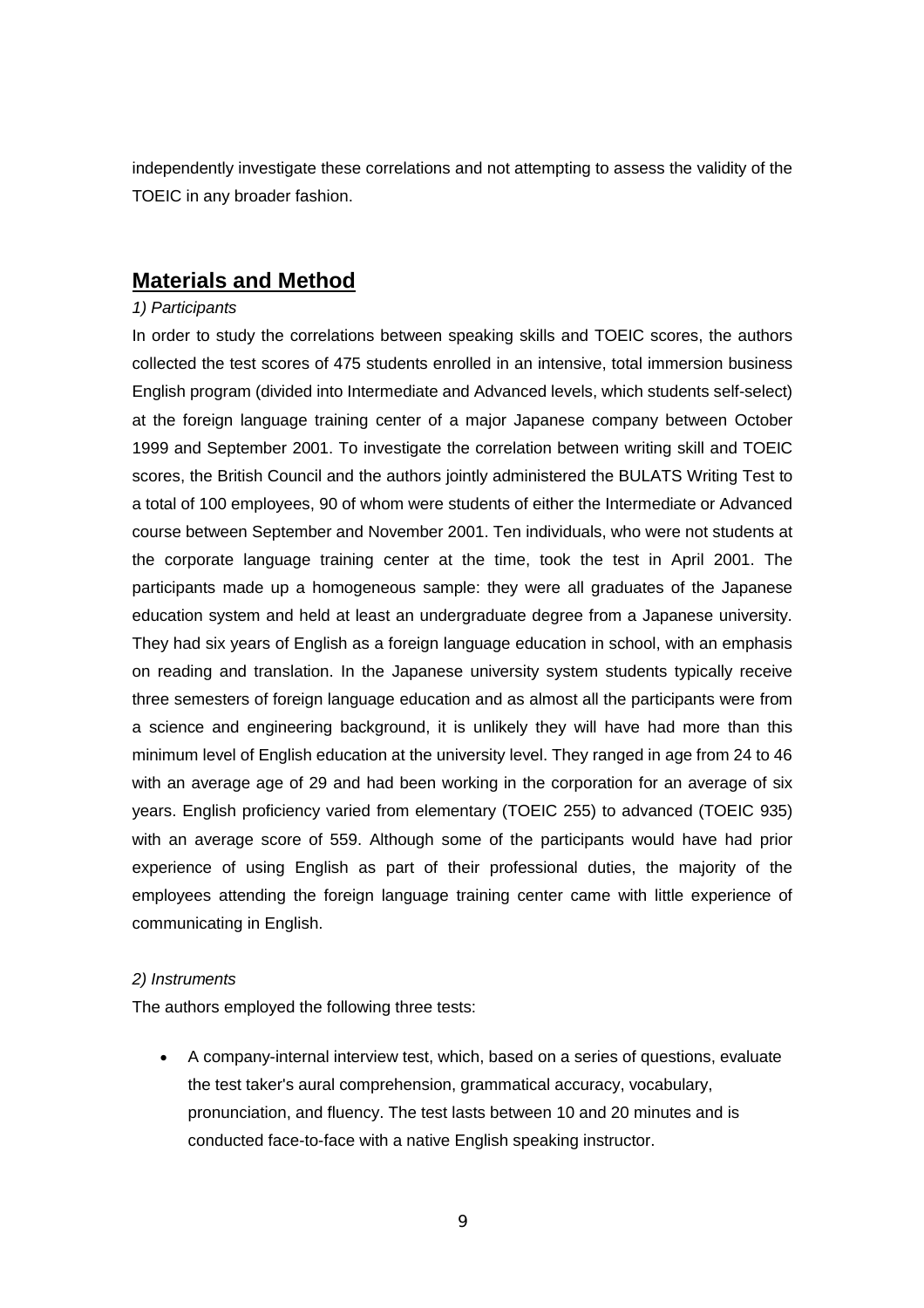independently investigate these correlations and not attempting to assess the validity of the TOEIC in any broader fashion.

## Materials and Method

*1) Participants*

In order to study the correlations between speaking skills and TOEIC scores, the authors collected the test scores of 475 students enrolled in an intensive, total immersion business English program (divided into Intermediate and Advanced levels, which students self-select) at the foreign language training center of a major Japanese company between October 1999 and September 2001. To investigate the correlation between writing skill and TOEIC scores, the British Council and the authors jointly administered the BULATS Writing Test to a total of 100 employees, 90 of whom were students of either the Intermediate or Advanced course between September and November 2001. Ten individuals, who were not students at the corporate language training center at the time, took the test in April 2001. The participants made up a homogeneous sample: they were all graduates of the Japanese education system and held at least an undergraduate degree from a Japanese university. They had six years of English as a foreign language education in school, with an emphasis on reading and translation. In the Japanese university system students typically receive three semesters of foreign language education and as almost all the participants were from a science and engineering background, it is unlikely they will have had more than this minimum level of English education at the university level. They ranged in age from 24 to 46 with an average age of 29 and had been working in the corporation for an average of six years. English proficiency varied from elementary (TOEIC 255) to advanced (TOEIC 935) with an average score of 559. Although some of the participants would have had prior experience of using English as part of their professional duties, the majority of the employees attending the foreign language training center came with little experience of communicating in English.

*2) Instruments*

The authors employed the following three tests:

- A company-internal interview test, which, based on a series of questions, evaluate the test taker's aural comprehension, grammatical accuracy, vocabulary, pronunciation, and fluency. The test lasts between 10 and 20 minutes and is conducted face-to-face with a native English speaking instructor.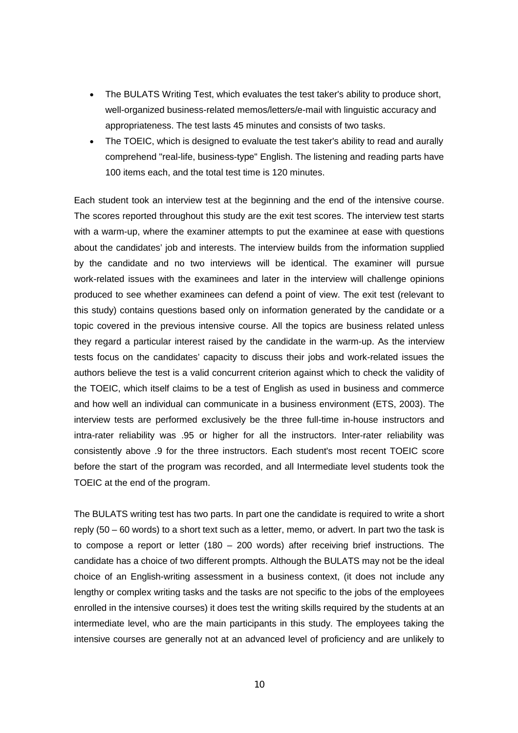- The BULATS Writing Test, which evaluates the test taker's ability to produce short, well-organized business-related memos/letters/e-mail with linguistic accuracy and appropriateness. The test lasts 45 minutes and consists of two tasks.
- The TOEIC, which is designed to evaluate the test taker's ability to read and aurally comprehend "real-life, business-type" English. The listening and reading parts have 100 items each, and the total test time is 120 minutes.

Each student took an interview test at the beginning and the end of the intensive course. The scores reported throughout this study are the exit test scores. The interview test starts with a warm-up, where the examiner attempts to put the examinee at ease with questions about the candidates' job and interests. The interview builds from the information supplied by the candidate and no two interviews will be identical. The examiner will pursue work-related issues with the examinees and later in the interview will challenge opinions produced to see whether examinees can defend a point of view. The exit test (relevant to this study) contains questions based only on information generated by the candidate or a topic covered in the previous intensive course. All the topics are business related unless they regard a particular interest raised by the candidate in the warm-up. As the interview tests focus on the candidates' capacity to discuss their jobs and work-related issues the authors believe the test is a valid concurrent criterion against which to check the validity of the TOEIC, which itself claims to be a test of English as used in business and commerce and how well an individual can communicate in a business environment (ETS, 2003). The interview tests are performed exclusively be the three full-time in-house instructors and intra-rater reliability was .95 or higher for all the instructors. Inter-rater reliability was consistently above .9 for the three instructors. Each student's most recent TOEIC score before the start of the program was recorded, and all Intermediate level students took the TOEIC at the end of the program.

The BULATS writing test has two parts. In part one the candidate is required to write a short reply (50 – 60 words) to a short text such as a letter, memo, or advert. In part two the task is to compose a report or letter (180 – 200 words) after receiving brief instructions. The candidate has a choice of two different prompts. Although the BULATS may not be the ideal choice of an English-writing assessment in a business context, (it does not include any lengthy or complex writing tasks and the tasks are not specific to the jobs of the employees enrolled in the intensive courses) it does test the writing skills required by the students at an intermediate level, who are the main participants in this study. The employees taking the intensive courses are generally not at an advanced level of proficiency and are unlikely to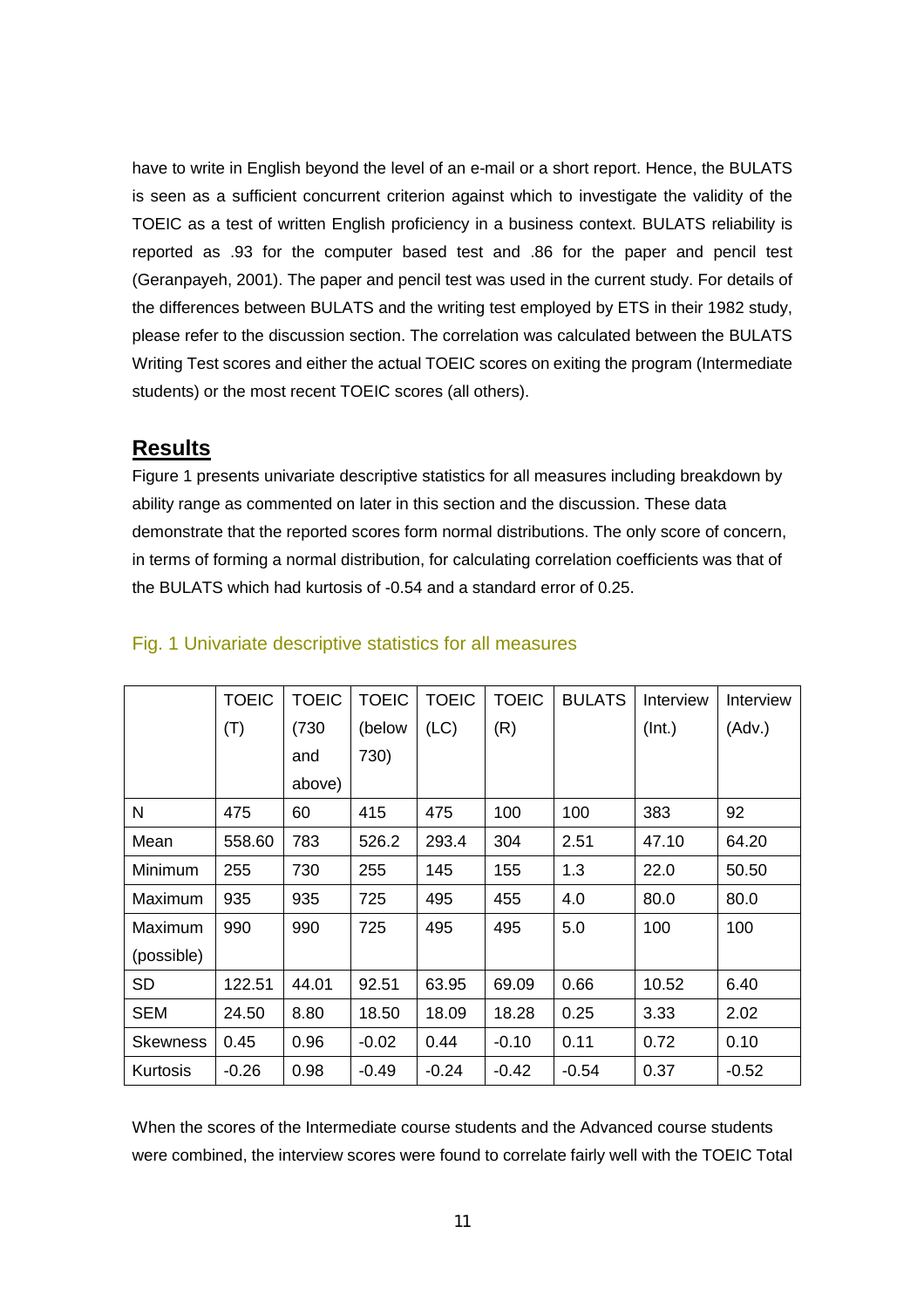have to write in English beyond the level of an e-mail or a short report. Hence, the BULATS is seen as a sufficient concurrent criterion against which to investigate the validity of the TOEIC as a test of written English proficiency in a business context. BULATS reliability is reported as .93 for the computer based test and .86 for the paper and pencil test (Geranpayeh, 2001). The paper and pencil test was used in the current study. For details of the differences between BULATS and the writing test employed by ETS in their 1982 study, please refer to the discussion section. The correlation was calculated between the BULATS Writing Test scores and either the actual TOEIC scores on exiting the program (Intermediate students) or the most recent TOEIC scores (all others).

## Results

Figure 1 presents univariate descriptive statistics for all measures including breakdown by ability range as commented on later in this section and the discussion. These data demonstrate that the reported scores form normal distributions. The only score of concern, in terms of forming a normal distribution, for calculating correlation coefficients was that of the BULATS which had kurtosis of -0.54 and a standard error of 0.25.

Fig. 1 Univariate descriptive statistics for all measures

| | TOEIC (T) | TOEIC (730 and above) | TOEIC (below 730) | TOEIC (LC) | TOEIC (R) | BULATS | Interview (Int.) | Interview (Adv.) |
|---|---|---|---|---|---|---|---|---|
| N | 475 | 60 | 415 | 475 | 100 | 100 | 383 | 92 |
| Mean | 558.60 | 783 | 526.2 | 293.4 | 304 | 2.51 | 47.10 | 64.20 |
| Minimum | 255 | 730 | 255 | 145 | 155 | 1.3 | 22.0 | 50.50 |
| Maximum | 935 | 935 | 725 | 495 | 455 | 4.0 | 80.0 | 80.0 |
| Maximum (possible) | 990 | 990 | 725 | 495 | 495 | 5.0 | 100 | 100 |
| SD | 122.51 | 44.01 | 92.51 | 63.95 | 69.09 | 0.66 | 10.52 | 6.40 |
| SEM | 24.50 | 8.80 | 18.50 | 18.09 | 18.28 | 0.25 | 3.33 | 2.02 |
| Skewness | 0.45 | 0.96 | -0.02 | 0.44 | -0.10 | 0.11 | 0.72 | 0.10 |
| Kurtosis | -0.26 | 0.98 | -0.49 | -0.24 | -0.42 | -0.54 | 0.37 | -0.52 |

When the scores of the Intermediate course students and the Advanced course students were combined, the interview scores were found to correlate fairly well with the TOEIC Total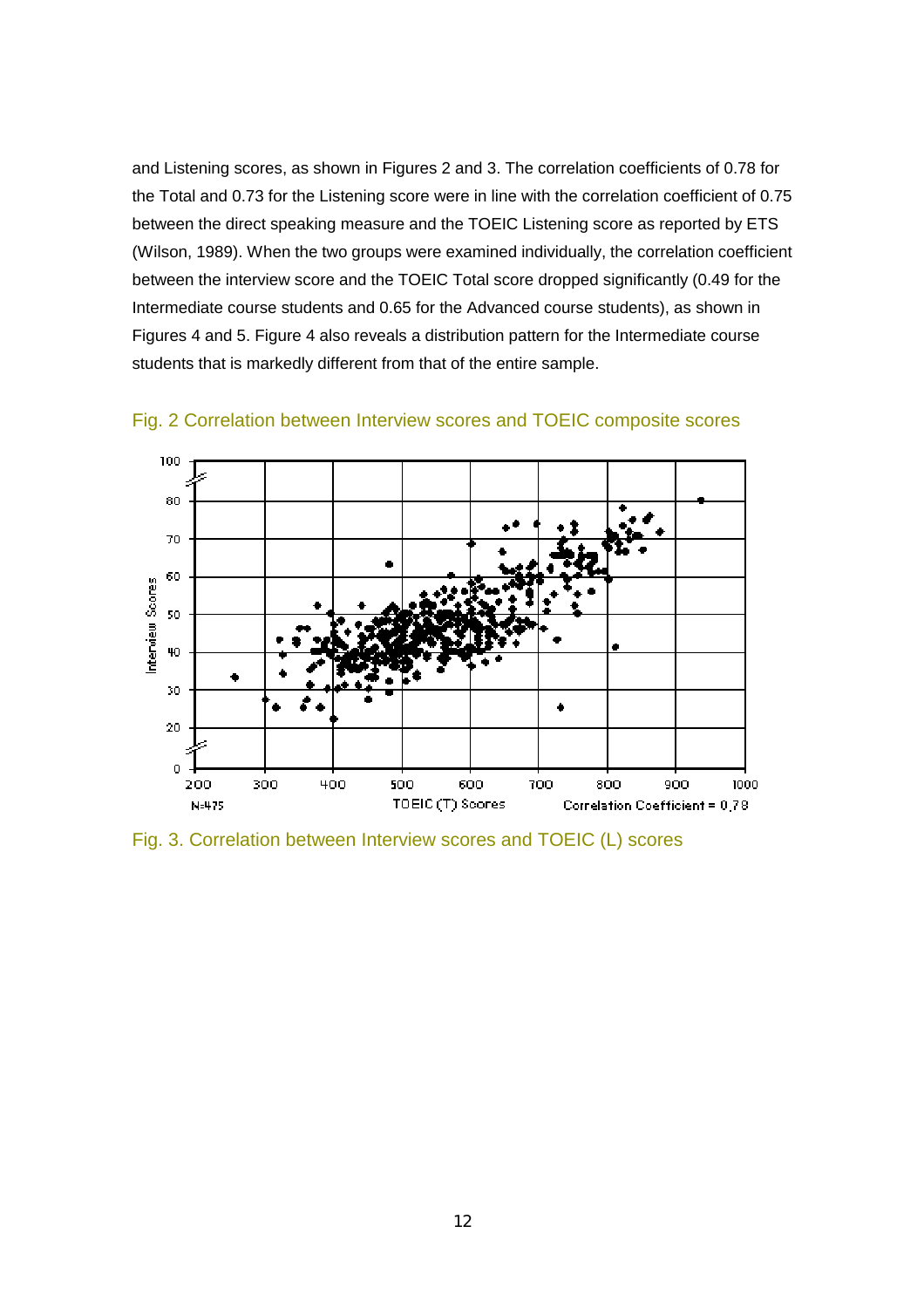and Listening scores, as shown in Figures 2 and 3. The correlation coefficients of 0.78 for the Total and 0.73 for the Listening score were in line with the correlation coefficient of 0.75 between the direct speaking measure and the TOEIC Listening score as reported by ETS (Wilson, 1989). When the two groups were examined individually, the correlation coefficient between the interview score and the TOEIC Total score dropped significantly (0.49 for the Intermediate course students and 0.65 for the Advanced course students), as shown in Figures 4 and 5. Figure 4 also reveals a distribution pattern for the Intermediate course students that is markedly different from that of the entire sample.

Fig. 2 Correlation between Interview scores and TOEIC composite scores

Fig. 3. Correlation between Interview scores and TOEIC (L) scores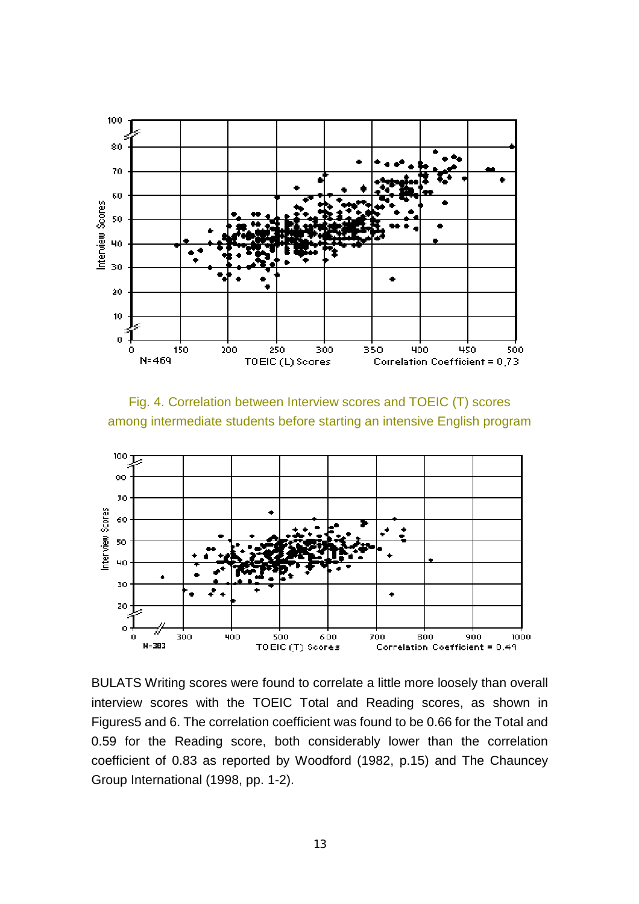Fig. 4. Correlation between Interview scores and TOEIC (T) scores among intermediate students before starting an intensive English program

BULATS Writing scores were found to correlate a little more loosely than overall interview scores with the TOEIC Total and Reading scores, as shown in Figures5 and 6. The correlation coefficient was found to be 0.66 for the Total and 0.59 for the Reading score, both considerably lower than the correlation coefficient of 0.83 as reported by Woodford (1982, p.15) and The Chauncey Group International (1998, pp. 1-2).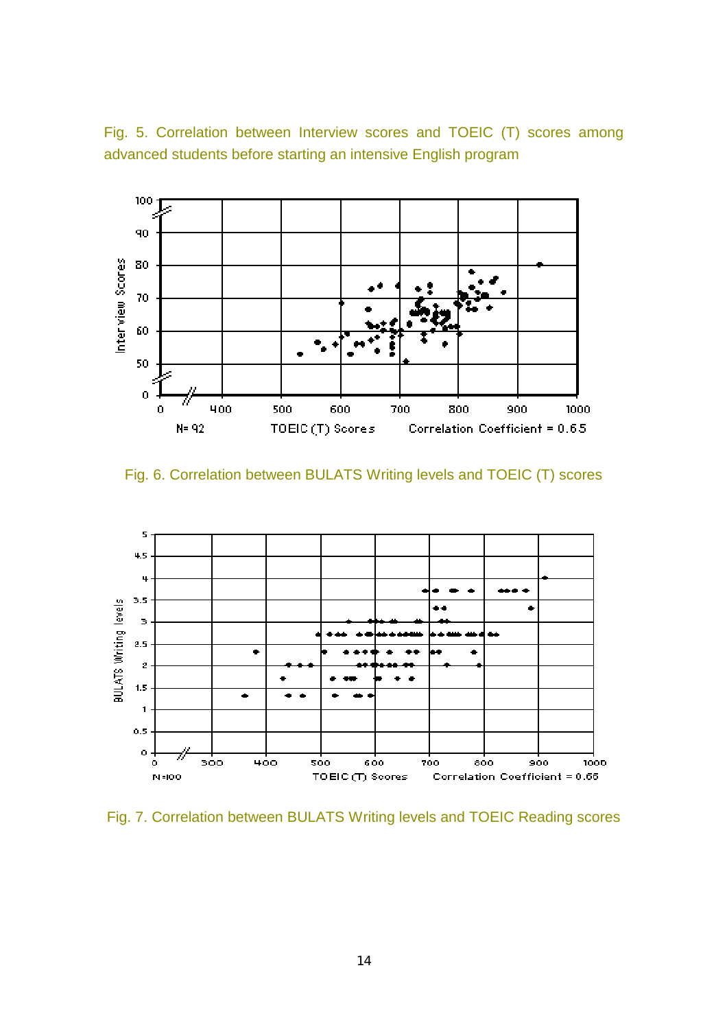Fig. 5. Correlation between Interview scores and TOEIC (T) scores among advanced students before starting an intensive English program

Fig. 6. Correlation between BULATS Writing levels and TOEIC (T) scores

Fig. 7. Correlation between BULATS Writing levels and TOEIC Reading scores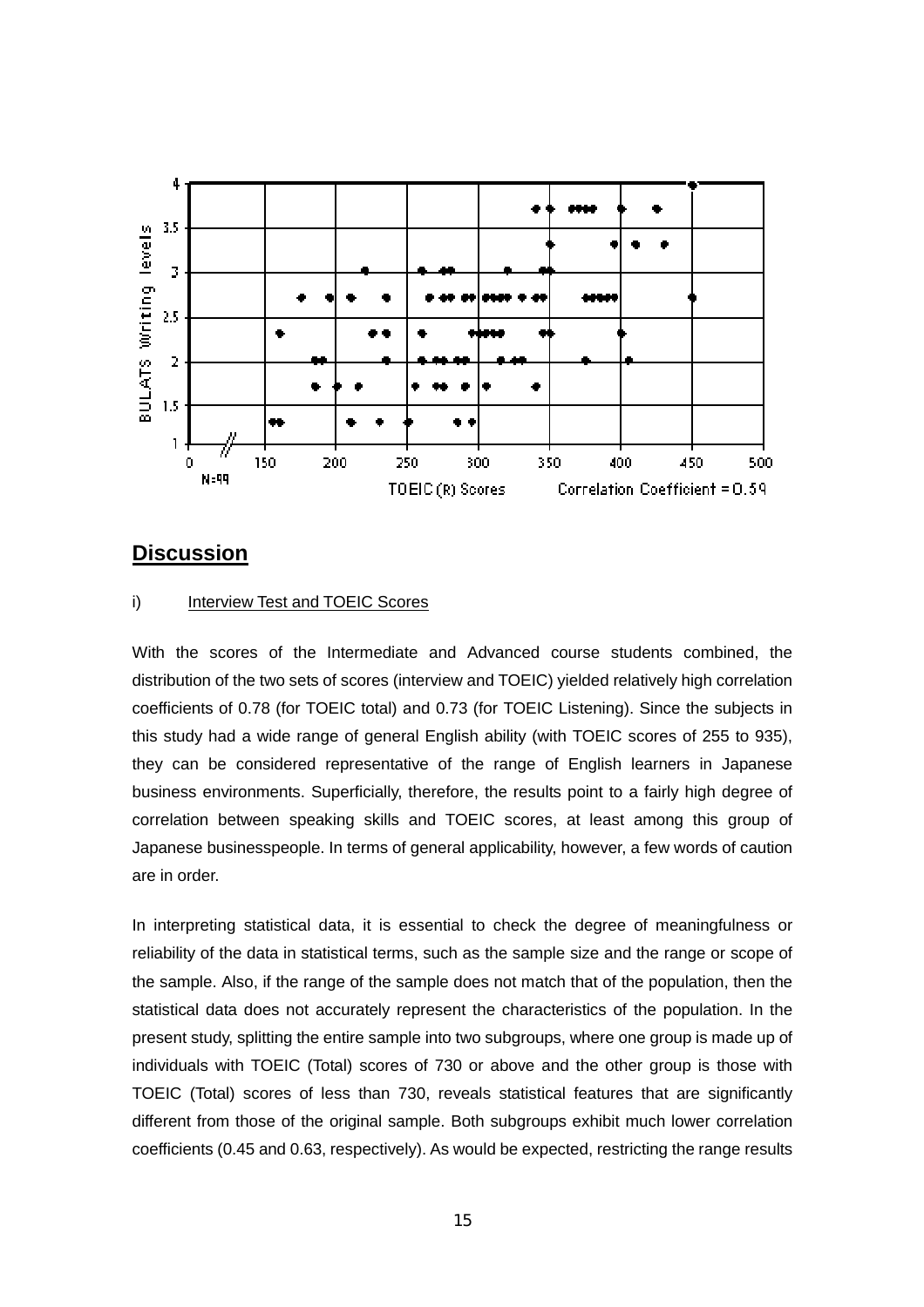## Discussion

i) Interview Test and TOEIC Scores

With the scores of the Intermediate and Advanced course students combined, the distribution of the two sets of scores (interview and TOEIC) yielded relatively high correlation coefficients of 0.78 (for TOEIC total) and 0.73 (for TOEIC Listening). Since the subjects in this study had a wide range of general English ability (with TOEIC scores of 255 to 935), they can be considered representative of the range of English learners in Japanese business environments. Superficially, therefore, the results point to a fairly high degree of correlation between speaking skills and TOEIC scores, at least among this group of Japanese businesspeople. In terms of general applicability, however, a few words of caution are in order.

In interpreting statistical data, it is essential to check the degree of meaningfulness or reliability of the data in statistical terms, such as the sample size and the range or scope of the sample. Also, if the range of the sample does not match that of the population, then the statistical data does not accurately represent the characteristics of the population. In the present study, splitting the entire sample into two subgroups, where one group is made up of individuals with TOEIC (Total) scores of 730 or above and the other group is those with TOEIC (Total) scores of less than 730, reveals statistical features that are significantly different from those of the original sample. Both subgroups exhibit much lower correlation coefficients (0.45 and 0.63, respectively). As would be expected, restricting the range results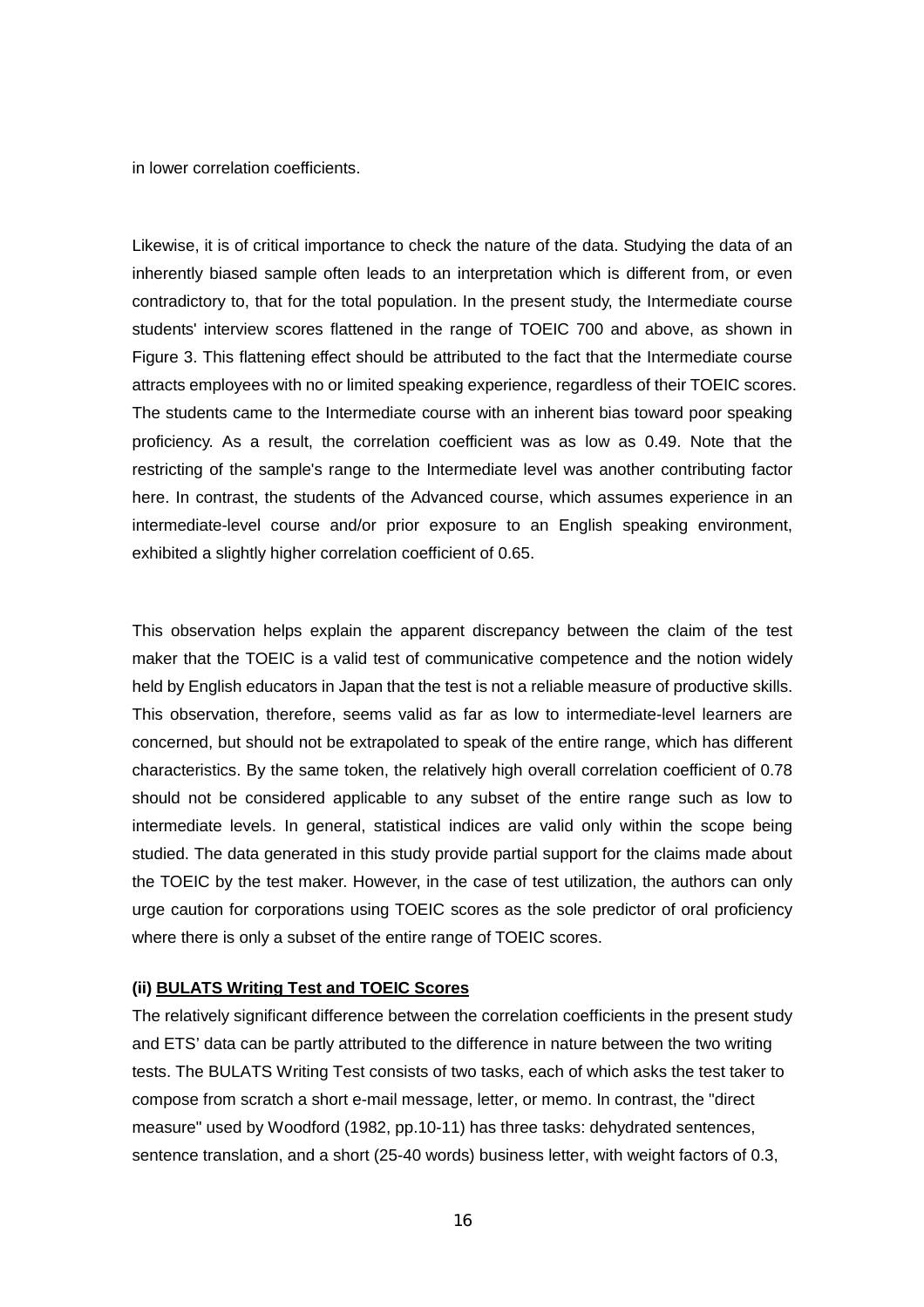in lower correlation coefficients.

Likewise, it is of critical importance to check the nature of the data. Studying the data of an inherently biased sample often leads to an interpretation which is different from, or even contradictory to, that for the total population. In the present study, the Intermediate course students' interview scores flattened in the range of TOEIC 700 and above, as shown in Figure 3. This flattening effect should be attributed to the fact that the Intermediate course attracts employees with no or limited speaking experience, regardless of their TOEIC scores. The students came to the Intermediate course with an inherent bias toward poor speaking proficiency. As a result, the correlation coefficient was as low as 0.49. Note that the restricting of the sample's range to the Intermediate level was another contributing factor here. In contrast, the students of the Advanced course, which assumes experience in an intermediate-level course and/or prior exposure to an English speaking environment, exhibited a slightly higher correlation coefficient of 0.65.

This observation helps explain the apparent discrepancy between the claim of the test maker that the TOEIC is a valid test of communicative competence and the notion widely held by English educators in Japan that the test is not a reliable measure of productive skills. This observation, therefore, seems valid as far as low to intermediate-level learners are concerned, but should not be extrapolated to speak of the entire range, which has different characteristics. By the same token, the relatively high overall correlation coefficient of 0.78 should not be considered applicable to any subset of the entire range such as low to intermediate levels. In general, statistical indices are valid only within the scope being studied. The data generated in this study provide partial support for the claims made about the TOEIC by the test maker. However, in the case of test utilization, the authors can only urge caution for corporations using TOEIC scores as the sole predictor of oral proficiency where there is only a subset of the entire range of TOEIC scores.

**(ii) <u>BULATS Writing Test and TOEIC Scores</u>**

The relatively significant difference between the correlation coefficients in the present study and ETS' data can be partly attributed to the difference in nature between the two writing tests. The BULATS Writing Test consists of two tasks, each of which asks the test taker to compose from scratch a short e-mail message, letter, or memo. In contrast, the "direct measure" used by Woodford (1982, pp.10-11) has three tasks: dehydrated sentences, sentence translation, and a short (25-40 words) business letter, with weight factors of 0.3,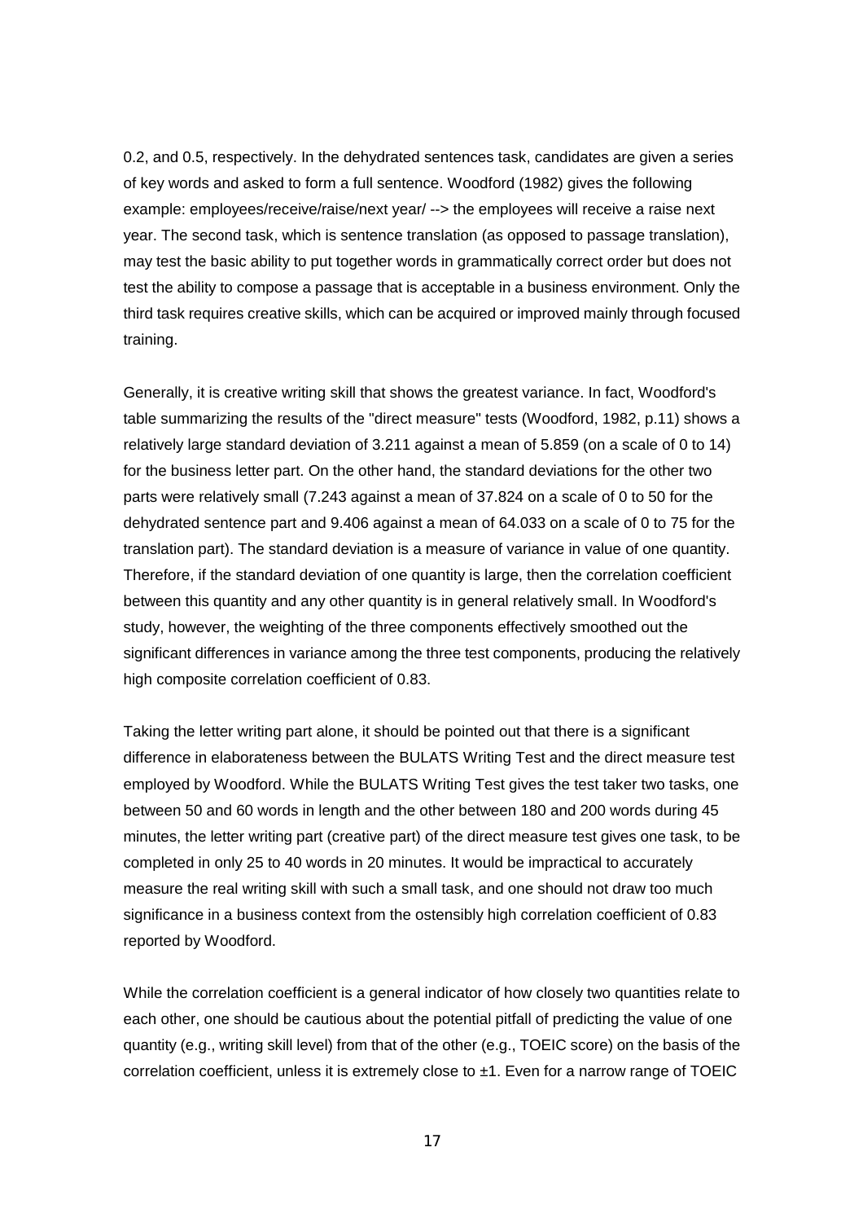0.2, and 0.5, respectively. In the dehydrated sentences task, candidates are given a series of key words and asked to form a full sentence. Woodford (1982) gives the following example: employees/receive/raise/next year/ --> the employees will receive a raise next year. The second task, which is sentence translation (as opposed to passage translation), may test the basic ability to put together words in grammatically correct order but does not test the ability to compose a passage that is acceptable in a business environment. Only the third task requires creative skills, which can be acquired or improved mainly through focused training.

Generally, it is creative writing skill that shows the greatest variance. In fact, Woodford's table summarizing the results of the "direct measure" tests (Woodford, 1982, p.11) shows a relatively large standard deviation of 3.211 against a mean of 5.859 (on a scale of 0 to 14) for the business letter part. On the other hand, the standard deviations for the other two parts were relatively small (7.243 against a mean of 37.824 on a scale of 0 to 50 for the dehydrated sentence part and 9.406 against a mean of 64.033 on a scale of 0 to 75 for the translation part). The standard deviation is a measure of variance in value of one quantity. Therefore, if the standard deviation of one quantity is large, then the correlation coefficient between this quantity and any other quantity is in general relatively small. In Woodford's study, however, the weighting of the three components effectively smoothed out the significant differences in variance among the three test components, producing the relatively high composite correlation coefficient of 0.83.

Taking the letter writing part alone, it should be pointed out that there is a significant difference in elaborateness between the BULATS Writing Test and the direct measure test employed by Woodford. While the BULATS Writing Test gives the test taker two tasks, one between 50 and 60 words in length and the other between 180 and 200 words during 45 minutes, the letter writing part (creative part) of the direct measure test gives one task, to be completed in only 25 to 40 words in 20 minutes. It would be impractical to accurately measure the real writing skill with such a small task, and one should not draw too much significance in a business context from the ostensibly high correlation coefficient of 0.83 reported by Woodford.

While the correlation coefficient is a general indicator of how closely two quantities relate to each other, one should be cautious about the potential pitfall of predicting the value of one quantity (e.g., writing skill level) from that of the other (e.g., TOEIC score) on the basis of the correlation coefficient, unless it is extremely close to ±1. Even for a narrow range of TOEIC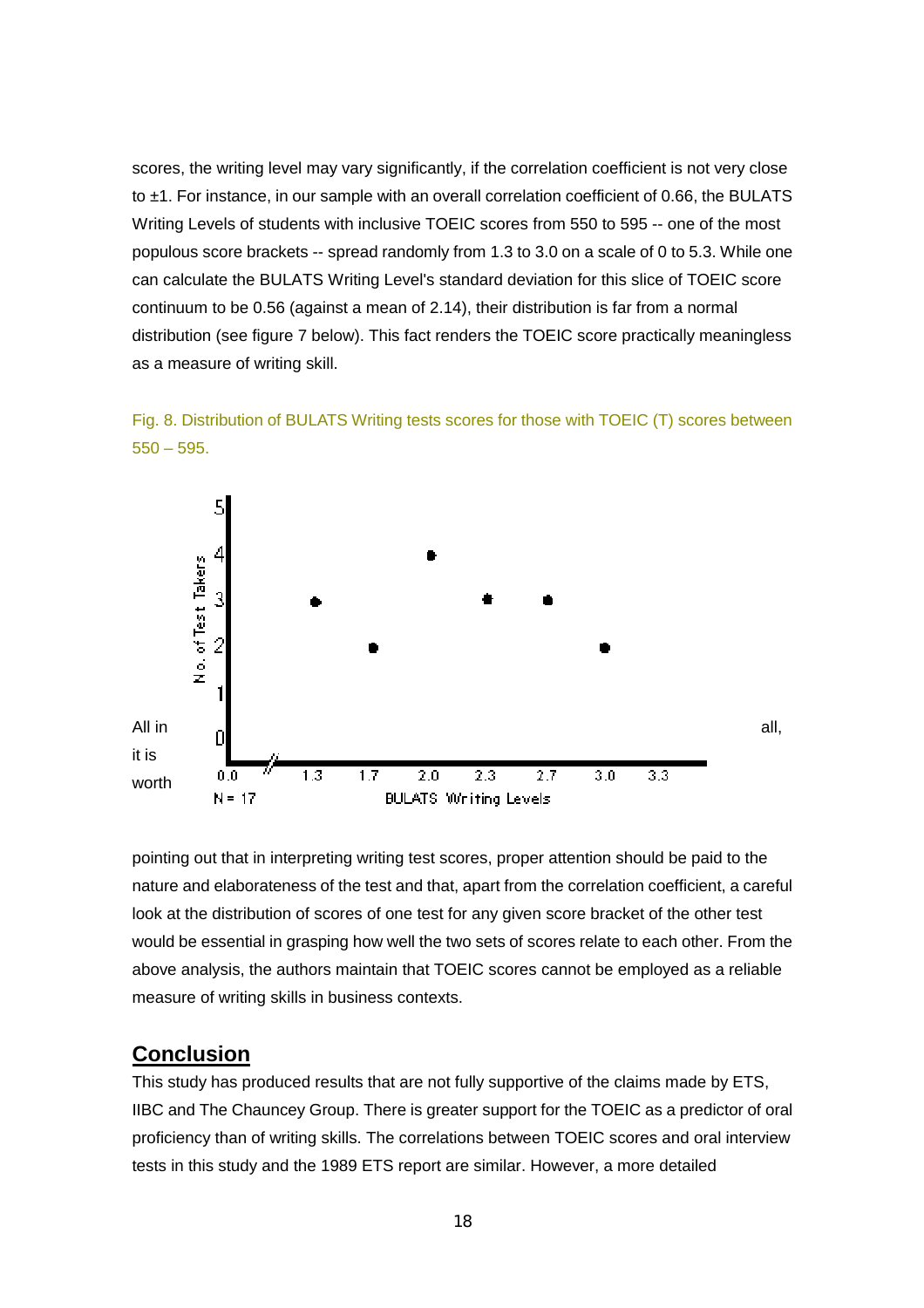scores, the writing level may vary significantly, if the correlation coefficient is not very close to ±1. For instance, in our sample with an overall correlation coefficient of 0.66, the BULATS Writing Levels of students with inclusive TOEIC scores from 550 to 595 -- one of the most populous score brackets -- spread randomly from 1.3 to 3.0 on a scale of 0 to 5.3. While one can calculate the BULATS Writing Level's standard deviation for this slice of TOEIC score continuum to be 0.56 (against a mean of 2.14), their distribution is far from a normal distribution (see figure 7 below). This fact renders the TOEIC score practically meaningless as a measure of writing skill.

Fig. 8. Distribution of BULATS Writing tests scores for those with TOEIC (T) scores between 550 – 595.

All in all, it is worth pointing out that in interpreting writing test scores, proper attention should be paid to the nature and elaborateness of the test and that, apart from the correlation coefficient, a careful look at the distribution of scores of one test for any given score bracket of the other test would be essential in grasping how well the two sets of scores relate to each other. From the above analysis, the authors maintain that TOEIC scores cannot be employed as a reliable measure of writing skills in business contexts.

## Conclusion

This study has produced results that are not fully supportive of the claims made by ETS, IIBC and The Chauncey Group. There is greater support for the TOEIC as a predictor of oral proficiency than of writing skills. The correlations between TOEIC scores and oral interview tests in this study and the 1989 ETS report are similar. However, a more detailed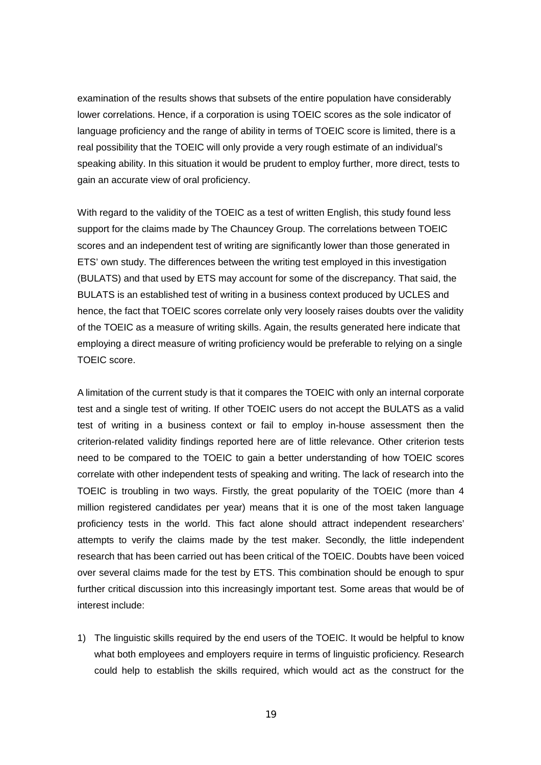examination of the results shows that subsets of the entire population have considerably lower correlations. Hence, if a corporation is using TOEIC scores as the sole indicator of language proficiency and the range of ability in terms of TOEIC score is limited, there is a real possibility that the TOEIC will only provide a very rough estimate of an individual's speaking ability. In this situation it would be prudent to employ further, more direct, tests to gain an accurate view of oral proficiency.

With regard to the validity of the TOEIC as a test of written English, this study found less support for the claims made by The Chauncey Group. The correlations between TOEIC scores and an independent test of writing are significantly lower than those generated in ETS' own study. The differences between the writing test employed in this investigation (BULATS) and that used by ETS may account for some of the discrepancy. That said, the BULATS is an established test of writing in a business context produced by UCLES and hence, the fact that TOEIC scores correlate only very loosely raises doubts over the validity of the TOEIC as a measure of writing skills. Again, the results generated here indicate that employing a direct measure of writing proficiency would be preferable to relying on a single TOEIC score.

A limitation of the current study is that it compares the TOEIC with only an internal corporate test and a single test of writing. If other TOEIC users do not accept the BULATS as a valid test of writing in a business context or fail to employ in-house assessment then the criterion-related validity findings reported here are of little relevance. Other criterion tests need to be compared to the TOEIC to gain a better understanding of how TOEIC scores correlate with other independent tests of speaking and writing. The lack of research into the TOEIC is troubling in two ways. Firstly, the great popularity of the TOEIC (more than 4 million registered candidates per year) means that it is one of the most taken language proficiency tests in the world. This fact alone should attract independent researchers' attempts to verify the claims made by the test maker. Secondly, the little independent research that has been carried out has been critical of the TOEIC. Doubts have been voiced over several claims made for the test by ETS. This combination should be enough to spur further critical discussion into this increasingly important test. Some areas that would be of interest include:

1) The linguistic skills required by the end users of the TOEIC. It would be helpful to know what both employees and employers require in terms of linguistic proficiency. Research could help to establish the skills required, which would act as the construct for the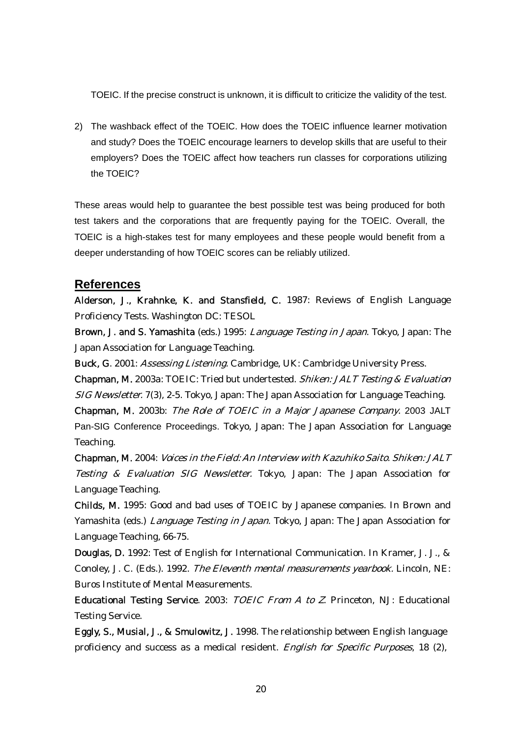TOEIC. If the precise construct is unknown, it is difficult to criticize the validity of the test.

2) The washback effect of the TOEIC. How does the TOEIC influence learner motivation and study? Does the TOEIC encourage learners to develop skills that are useful to their employers? Does the TOEIC affect how teachers run classes for corporations utilizing the TOEIC?

These areas would help to guarantee the best possible test was being produced for both test takers and the corporations that are frequently paying for the TOEIC. Overall, the TOEIC is a high-stakes test for many employees and these people would benefit from a deeper understanding of how TOEIC scores can be reliably utilized.

## References

**Alderson, J., Krahnke, K. and Stansfield, C.** 1987: Reviews of English Language Proficiency Tests. Washington DC: TESOL

**Brown, J. and S. Yamashita** (eds.) 1995: *Language Testing in Japan*. Tokyo, Japan: The Japan Association for Language Teaching.

**Buck, G.** 2001: *Assessing Listening*. Cambridge, UK: Cambridge University Press.

**Chapman, M.** 2003a: TOEIC: Tried but undertested. *Shiken: JALT Testing & Evaluation SIG Newsletter*. 7(3), 2-5. Tokyo, Japan: The Japan Association for Language Teaching.

**Chapman, M.** 2003b: *The Role of TOEIC in a Major Japanese Company*. 2003 JALT Pan-SIG Conference Proceedings. Tokyo, Japan: The Japan Association for Language Teaching.

**Chapman, M.** 2004: *Voices in the Field: An Interview with Kazuhiko Saito*. *Shiken: JALT Testing & Evaluation SIG Newsletter.* Tokyo, Japan: The Japan Association for Language Teaching.

**Childs, M.** 1995: Good and bad uses of TOEIC by Japanese companies. In Brown and Yamashita (eds.) *Language Testing in Japan*. Tokyo, Japan: The Japan Association for Language Teaching, 66-75.

**Douglas, D.** 1992: Test of English for International Communication. In Kramer, J. J., & Conoley, J. C. (Eds.). 1992. *The Eleventh mental measurements yearbook*. Lincoln, NE: Buros Institute of Mental Measurements.

**Educational Testing Service**. 2003: *TOEIC From A to Z*. Princeton, NJ: Educational Testing Service.

**Eggly, S., Musial, J., & Smulowitz, J.** 1998. The relationship between English language proficiency and success as a medical resident. *English for Specific Purposes*, 18 (2),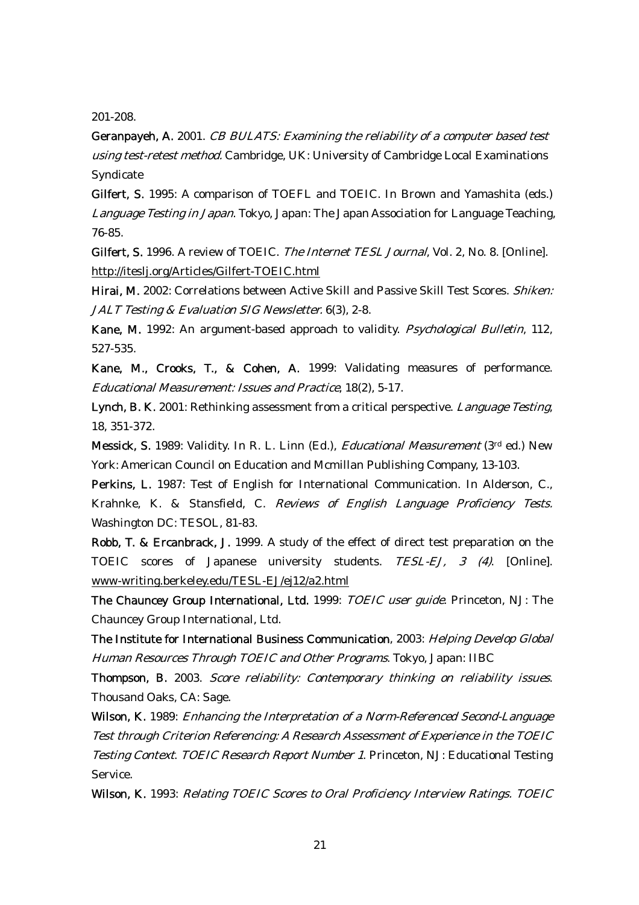201-208.

**Geranpayeh, A.** 2001. *CB BULATS: Examining the reliability of a computer based test using test-retest method.* Cambridge, UK: University of Cambridge Local Examinations Syndicate

**Gilfert, S.** 1995: A comparison of TOEFL and TOEIC. In Brown and Yamashita (eds.) *Language Testing in Japan*. Tokyo, Japan: The Japan Association for Language Teaching, 76-85.

**Gilfert, S.** 1996. A review of TOEIC. *The Internet TESL Journal*, Vol. 2, No. 8. [Online]. http://iteslj.org/Articles/Gilfert-TOEIC.html

**Hirai, M.** 2002: Correlations between Active Skill and Passive Skill Test Scores. *Shiken: JALT Testing & Evaluation SIG Newsletter*. 6(3), 2-8.

**Kane, M.** 1992: An argument-based approach to validity. *Psychological Bulletin*, 112, 527-535.

**Kane, M., Crooks, T., & Cohen, A.** 1999: Validating measures of performance. *Educational Measurement: Issues and Practice*, 18(2), 5-17.

**Lynch, B. K.** 2001: Rethinking assessment from a critical perspective. *Language Testing*, 18, 351-372.

**Messick, S.** 1989: Validity. In R. L. Linn (Ed.), *Educational Measurement* (3rd ed.) New York: American Council on Education and Mcmillan Publishing Company, 13-103.

**Perkins, L.** 1987: Test of English for International Communication. In Alderson, C., Krahnke, K. & Stansfield, C. *Reviews of English Language Proficiency Tests.* Washington DC: TESOL, 81-83.

**Robb, T. & Ercanbrack, J.** 1999. A study of the effect of direct test preparation on the TOEIC scores of Japanese university students. *TESL-EJ, 3 (4)*. [Online]. www-writing.berkeley.edu/TESL-EJ/ej12/a2.html

**The Chauncey Group International, Ltd.** 1999: *TOEIC user guide*. Princeton, NJ: The Chauncey Group International, Ltd.

**The Institute for International Business Communication**, 2003: *Helping Develop Global Human Resources Through TOEIC and Other Programs*. Tokyo, Japan: IIBC

**Thompson, B.** 2003. *Score reliability: Contemporary thinking on reliability issues*. Thousand Oaks, CA: Sage.

**Wilson, K.** 1989: *Enhancing the Interpretation of a Norm-Referenced Second-Language Test through Criterion Referencing: A Research Assessment of Experience in the TOEIC Testing Context. TOEIC Research Report Number 1*. Princeton, NJ: Educational Testing Service.

**Wilson, K.** 1993: *Relating TOEIC Scores to Oral Proficiency Interview Ratings. TOEIC*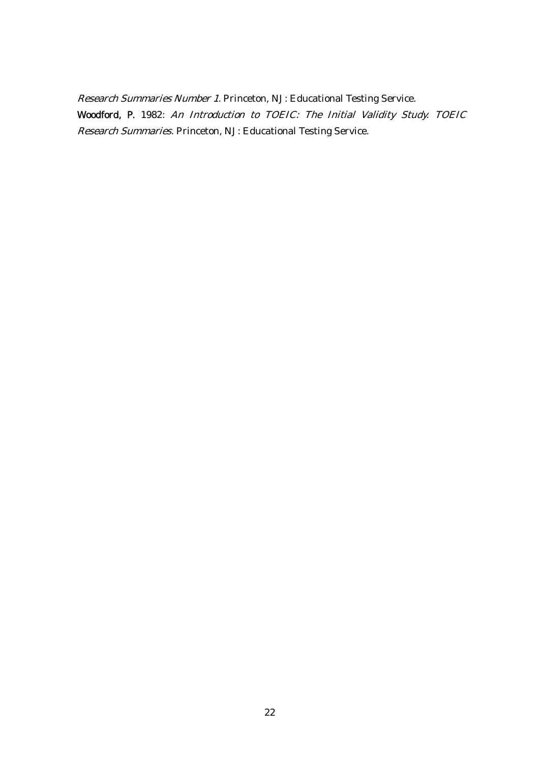*Research Summaries Number 1.* Princeton, NJ: Educational Testing Service.

**Woodford, P.** 1982: *An Introduction to TOEIC: The Initial Validity Study. TOEIC Research Summaries.* Princeton, NJ: Educational Testing Service.